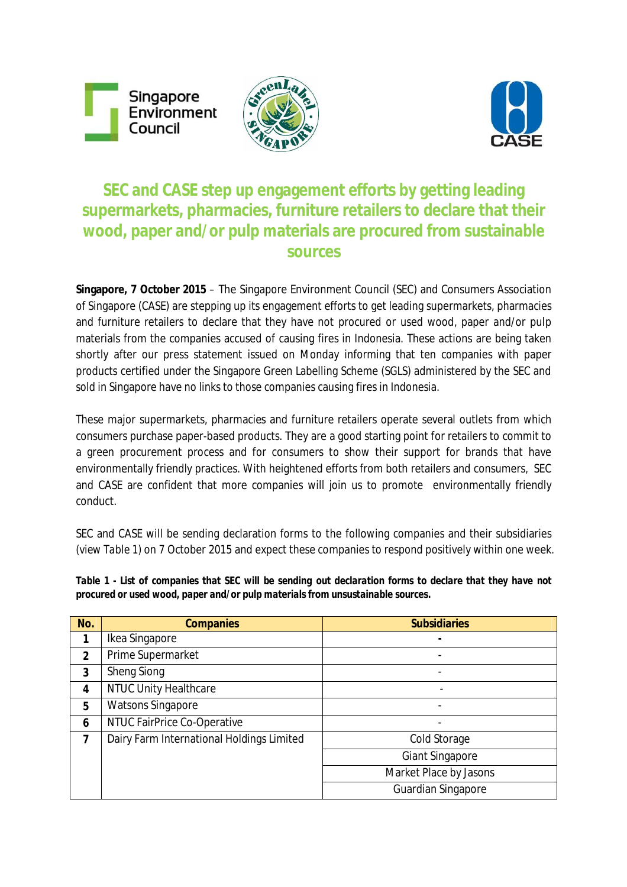# SEC and CASE step up engagement efforts by getting leading supermarkets, pharmacies, furniture retailers to declare that their wood, paper and/or pulp materials are procured from sustainable sources

**Singapore, 7 October 2015** – The Singapore Environment Council (SEC) and Consumers Association of Singapore (CASE) are stepping up its engagement efforts to get leading supermarkets, pharmacies and furniture retailers to declare that they have not procured or used wood, paper and/or pulp materials from the companies accused of causing fires in Indonesia. These actions are being taken shortly after our press statement issued on Monday informing that ten companies with paper products certified under the Singapore Green Labelling Scheme (SGLS) administered by the SEC and sold in Singapore have no links to those companies causing fires in Indonesia.

These major supermarkets, pharmacies and furniture retailers operate several outlets from which consumers purchase paper-based products. They are a good starting point for retailers to commit to a green procurement process and for consumers to show their support for brands that have environmentally friendly practices. With heightened efforts from both retailers and consumers, SEC and CASE are confident that more companies will join us to promote environmentally friendly conduct.

SEC and CASE will be sending declaration forms to the following companies and their subsidiaries (view *Table 1*) on 7 October 2015 and expect these companies to respond positively within one week.

***Table 1 - List of companies that SEC will be sending out declaration forms to declare that they have not procured or used wood, paper and/or pulp materials from unsustainable sources.***

| No. | Companies | Subsidiaries |
|---|---|---|
| 1 | Ikea Singapore | - |
| 2 | Prime Supermarket | - |
| 3 | Sheng Siong | - |
| 4 | NTUC Unity Healthcare | - |
| 5 | Watsons Singapore | - |
| 6 | NTUC FairPrice Co-Operative | - |
| 7 | Dairy Farm International Holdings Limited | Cold Storage |
| | | Giant Singapore |
| | | Market Place by Jasons |
| | | Guardian Singapore |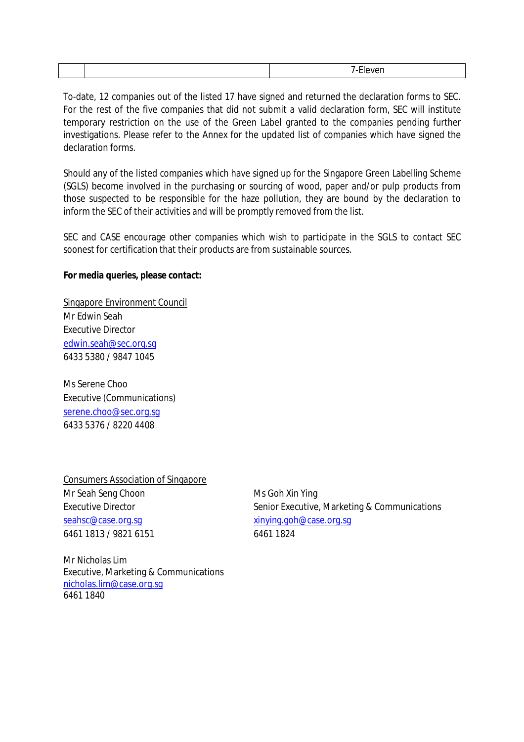|  |  | 7-Eleven |
|---|---|---|

To-date, 12 companies out of the listed 17 have signed and returned the declaration forms to SEC. For the rest of the five companies that did not submit a valid declaration form, SEC will institute temporary restriction on the use of the Green Label granted to the companies pending further investigations. Please refer to the Annex for the updated list of companies which have signed the declaration forms.

Should any of the listed companies which have signed up for the Singapore Green Labelling Scheme (SGLS) become involved in the purchasing or sourcing of wood, paper and/or pulp products from those suspected to be responsible for the haze pollution, they are bound by the declaration to inform the SEC of their activities and will be promptly removed from the list.

SEC and CASE encourage other companies which wish to participate in the SGLS to contact SEC soonest for certification that their products are from sustainable sources.

**For media queries, please contact:**

Singapore Environment Council
Mr Edwin Seah
Executive Director
edwin.seah@sec.org.sg
6433 5380 / 9847 1045

Ms Serene Choo
Executive (Communications)
serene.choo@sec.org.sg
6433 5376 / 8220 4408

Consumers Association of Singapore
Mr Seah Seng Choon
Executive Director
seahsc@case.org.sg
6461 1813 / 9821 6151

Ms Goh Xin Ying
Senior Executive, Marketing & Communications
xinying.goh@case.org.sg
6461 1824

Mr Nicholas Lim
Executive, Marketing & Communications
nicholas.lim@case.org.sg
6461 1840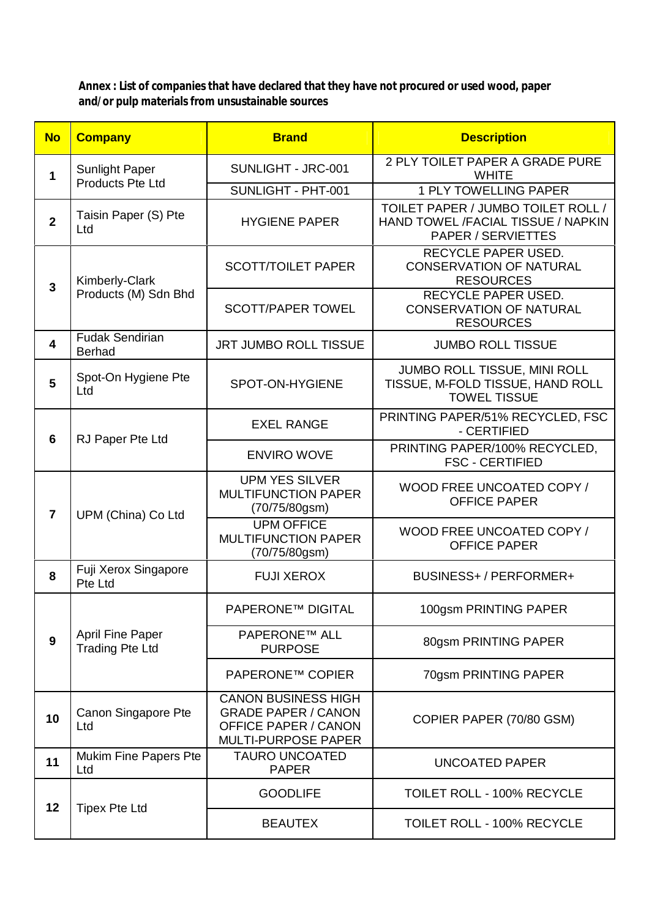**Annex : List of companies that have declared that they have not procured or used wood, paper and/or pulp materials from unsustainable sources**

| No | Company | Brand | Description |
|---|---|---|---|
| 1 | Sunlight Paper Products Pte Ltd | SUNLIGHT - JRC-001 | 2 PLY TOILET PAPER A GRADE PURE WHITE |
| | | SUNLIGHT - PHT-001 | 1 PLY TOWELLING PAPER |
| 2 | Taisin Paper (S) Pte Ltd | HYGIENE PAPER | TOILET PAPER / JUMBO TOILET ROLL / HAND TOWEL /FACIAL TISSUE / NAPKIN PAPER / SERVIETTES |
| 3 | Kimberly-Clark Products (M) Sdn Bhd | SCOTT/TOILET PAPER | RECYCLE PAPER USED. CONSERVATION OF NATURAL RESOURCES |
| | | SCOTT/PAPER TOWEL | RECYCLE PAPER USED. CONSERVATION OF NATURAL RESOURCES |
| 4 | Fudak Sendirian Berhad | JRT JUMBO ROLL TISSUE | JUMBO ROLL TISSUE |
| 5 | Spot-On Hygiene Pte Ltd | SPOT-ON-HYGIENE | JUMBO ROLL TISSUE, MINI ROLL TISSUE, M-FOLD TISSUE, HAND ROLL TOWEL TISSUE |
| 6 | RJ Paper Pte Ltd | EXEL RANGE | PRINTING PAPER/51% RECYCLED, FSC - CERTIFIED |
| | | ENVIRO WOVE | PRINTING PAPER/100% RECYCLED, FSC - CERTIFIED |
| 7 | UPM (China) Co Ltd | UPM YES SILVER MULTIFUNCTION PAPER (70/75/80gsm) | WOOD FREE UNCOATED COPY / OFFICE PAPER |
| | | UPM OFFICE MULTIFUNCTION PAPER (70/75/80gsm) | WOOD FREE UNCOATED COPY / OFFICE PAPER |
| 8 | Fuji Xerox Singapore Pte Ltd | FUJI XEROX | BUSINESS+ / PERFORMER+ |
| 9 | April Fine Paper Trading Pte Ltd | PAPERONE™ DIGITAL | 100gsm PRINTING PAPER |
| | | PAPERONE™ ALL PURPOSE | 80gsm PRINTING PAPER |
| | | PAPERONE™ COPIER | 70gsm PRINTING PAPER |
| 10 | Canon Singapore Pte Ltd | CANON BUSINESS HIGH GRADE PAPER / CANON OFFICE PAPER / CANON MULTI-PURPOSE PAPER | COPIER PAPER (70/80 GSM) |
| 11 | Mukim Fine Papers Pte Ltd | TAURO UNCOATED PAPER | UNCOATED PAPER |
| 12 | Tipex Pte Ltd | GOODLIFE | TOILET ROLL - 100% RECYCLE |
| | | BEAUTEX | TOILET ROLL - 100% RECYCLE |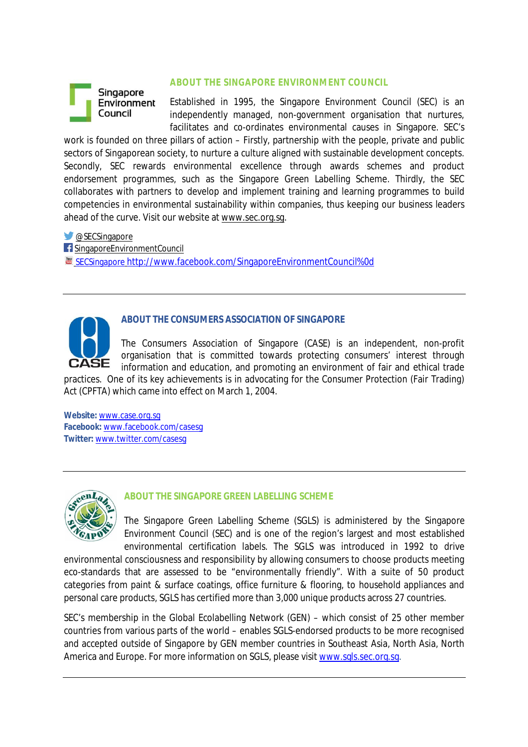## ABOUT THE SINGAPORE ENVIRONMENT COUNCIL

Established in 1995, the Singapore Environment Council (SEC) is an independently managed, non-government organisation that nurtures, facilitates and co-ordinates environmental causes in Singapore. SEC's work is founded on three pillars of action – Firstly, partnership with the people, private and public sectors of Singaporean society, to nurture a culture aligned with sustainable development concepts. Secondly, SEC rewards environmental excellence through awards schemes and product endorsement programmes, such as the Singapore Green Labelling Scheme. Thirdly, the SEC collaborates with partners to develop and implement training and learning programmes to build competencies in environmental sustainability within companies, thus keeping our business leaders ahead of the curve. Visit our website at www.sec.org.sg.

@SECSingapore
SingaporeEnvironmentCouncil
SECSingapore http://www.facebook.com/SingaporeEnvironmentCouncil%0d

---

## ABOUT THE CONSUMERS ASSOCIATION OF SINGAPORE

The Consumers Association of Singapore (CASE) is an independent, non-profit organisation that is committed towards protecting consumers' interest through information and education, and promoting an environment of fair and ethical trade practices. One of its key achievements is in advocating for the Consumer Protection (Fair Trading) Act (CPFTA) which came into effect on March 1, 2004.

**Website:** www.case.org.sg
**Facebook:** www.facebook.com/casesg
**Twitter:** www.twitter.com/casesg

---

## ABOUT THE SINGAPORE GREEN LABELLING SCHEME

The Singapore Green Labelling Scheme (SGLS) is administered by the Singapore Environment Council (SEC) and is one of the region's largest and most established environmental certification labels. The SGLS was introduced in 1992 to drive environmental consciousness and responsibility by allowing consumers to choose products meeting eco-standards that are assessed to be "environmentally friendly". With a suite of 50 product categories from paint & surface coatings, office furniture & flooring, to household appliances and personal care products, SGLS has certified more than 3,000 unique products across 27 countries.

SEC's membership in the Global Ecolabelling Network (GEN) – which consist of 25 other member countries from various parts of the world – enables SGLS-endorsed products to be more recognised and accepted outside of Singapore by GEN member countries in Southeast Asia, North Asia, North America and Europe. For more information on SGLS, please visit www.sgls.sec.org.sg.